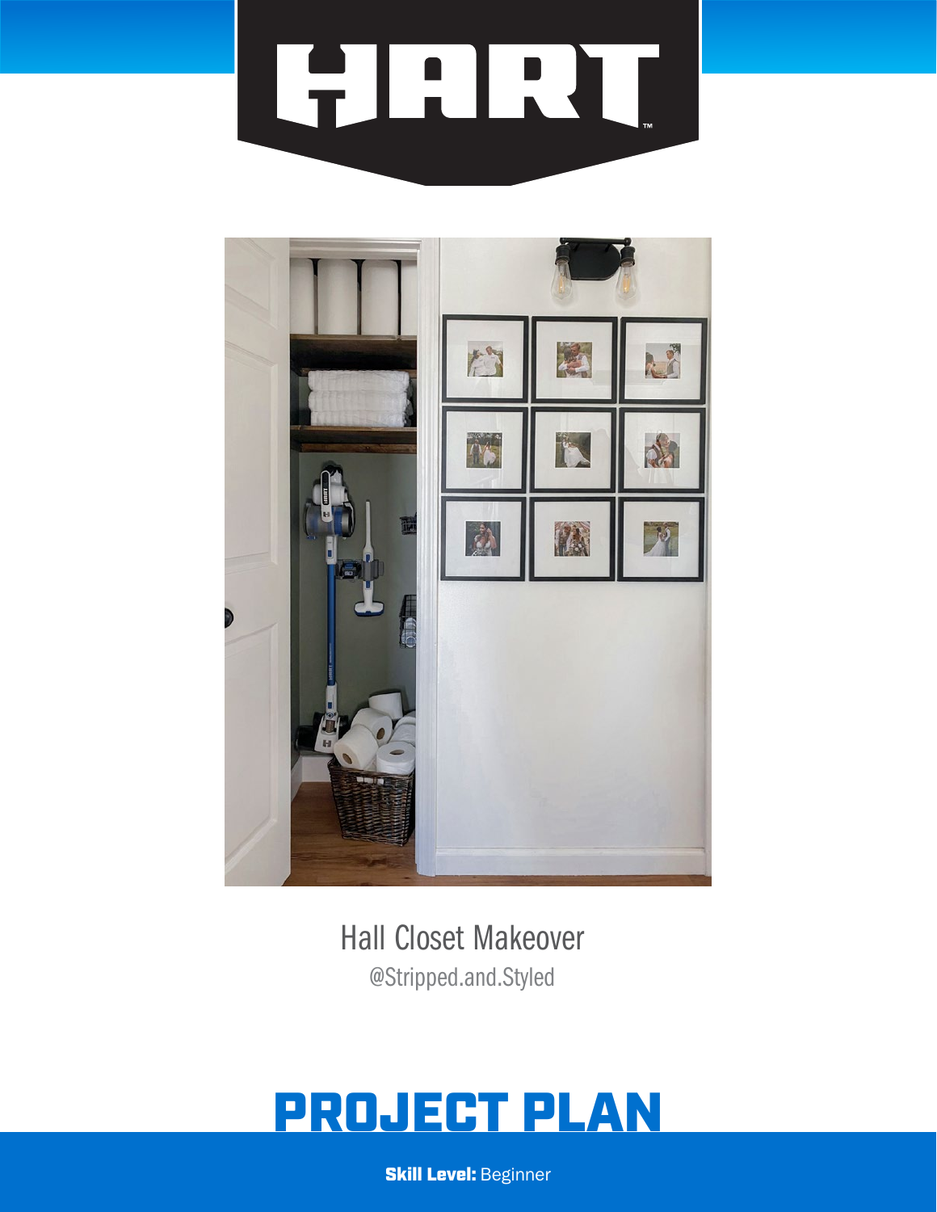# HART

Hall Closet Makeover

@Stripped.and.Styled

## PROJECT PLAN

**Skill Level:** Beginner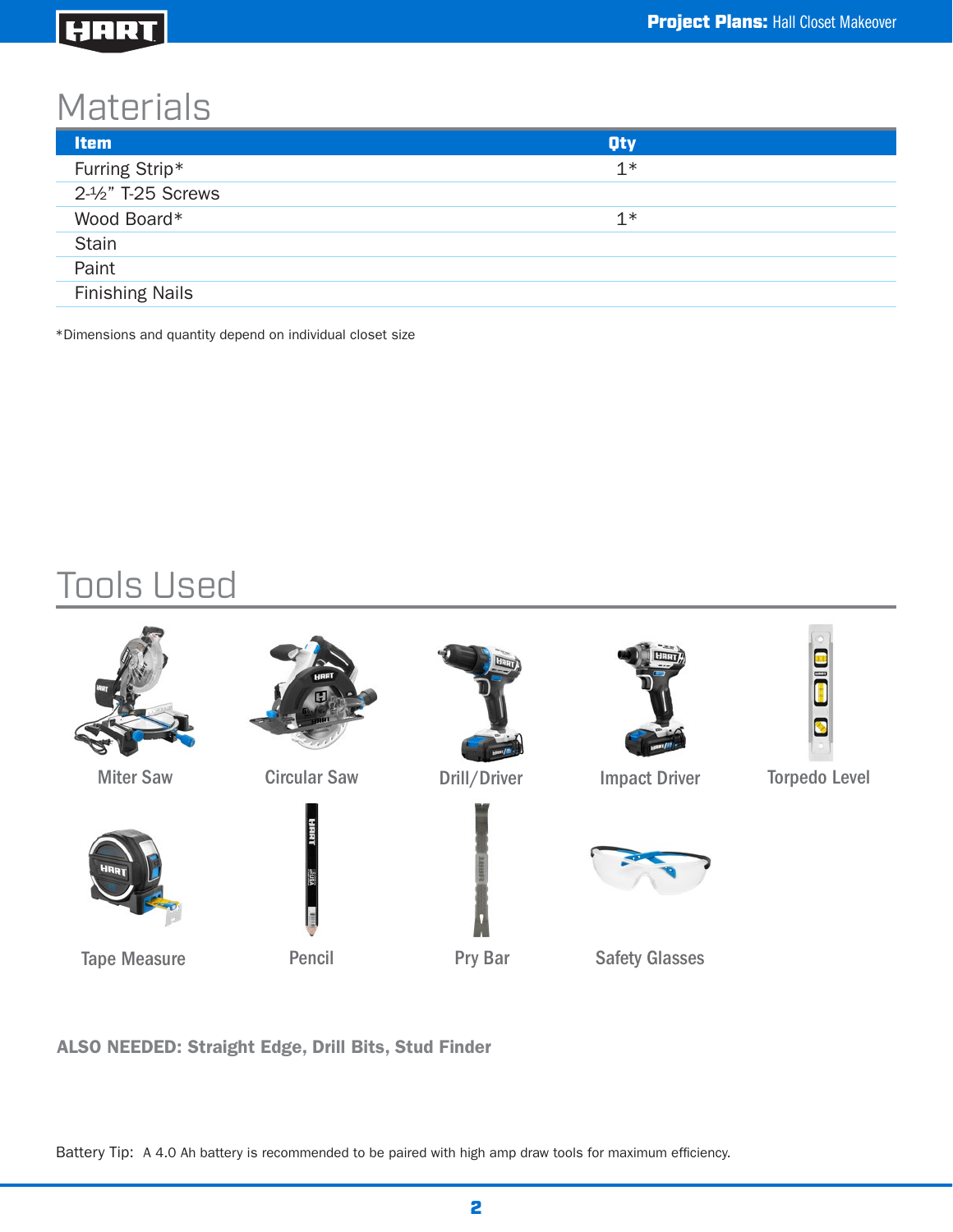# Materials

| Item | Qty |
| --- | --- |
| Furring Strip* | 1* |
| 2-½" T-25 Screws | |
| Wood Board* | 1* |
| Stain | |
| Paint | |
| Finishing Nails | |

*Dimensions and quantity depend on individual closet size

# Tools Used

- Miter Saw
- Circular Saw
- Drill/Driver
- Impact Driver
- Torpedo Level
- Tape Measure
- Pencil
- Pry Bar
- Safety Glasses

**ALSO NEEDED: Straight Edge, Drill Bits, Stud Finder**

Battery Tip: A 4.0 Ah battery is recommended to be paired with high amp draw tools for maximum efficiency.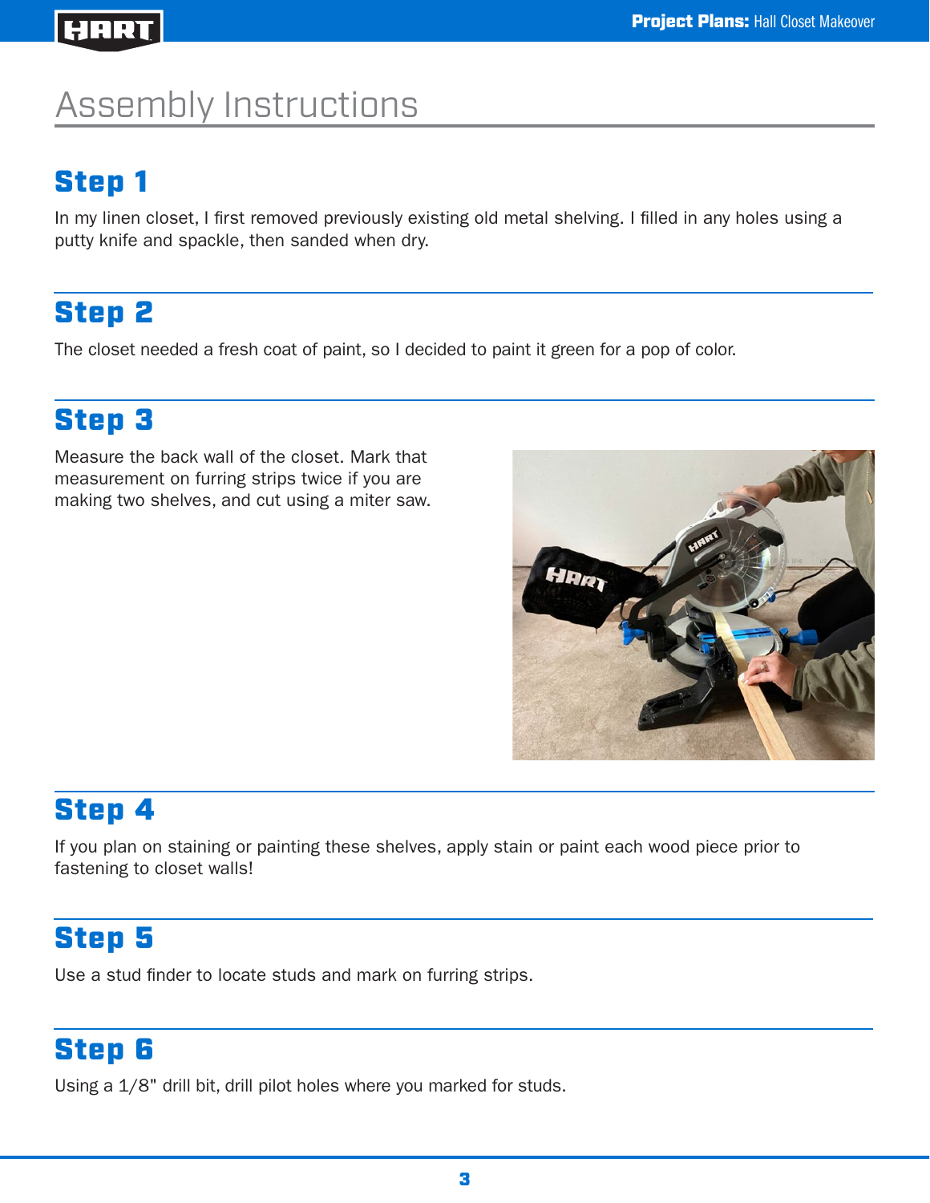# Assembly Instructions

## Step 1

In my linen closet, I first removed previously existing old metal shelving. I filled in any holes using a putty knife and spackle, then sanded when dry.

## Step 2

The closet needed a fresh coat of paint, so I decided to paint it green for a pop of color.

## Step 3

Measure the back wall of the closet. Mark that measurement on furring strips twice if you are making two shelves, and cut using a miter saw.

## Step 4

If you plan on staining or painting these shelves, apply stain or paint each wood piece prior to fastening to closet walls!

## Step 5

Use a stud finder to locate studs and mark on furring strips.

## Step 6

Using a 1/8" drill bit, drill pilot holes where you marked for studs.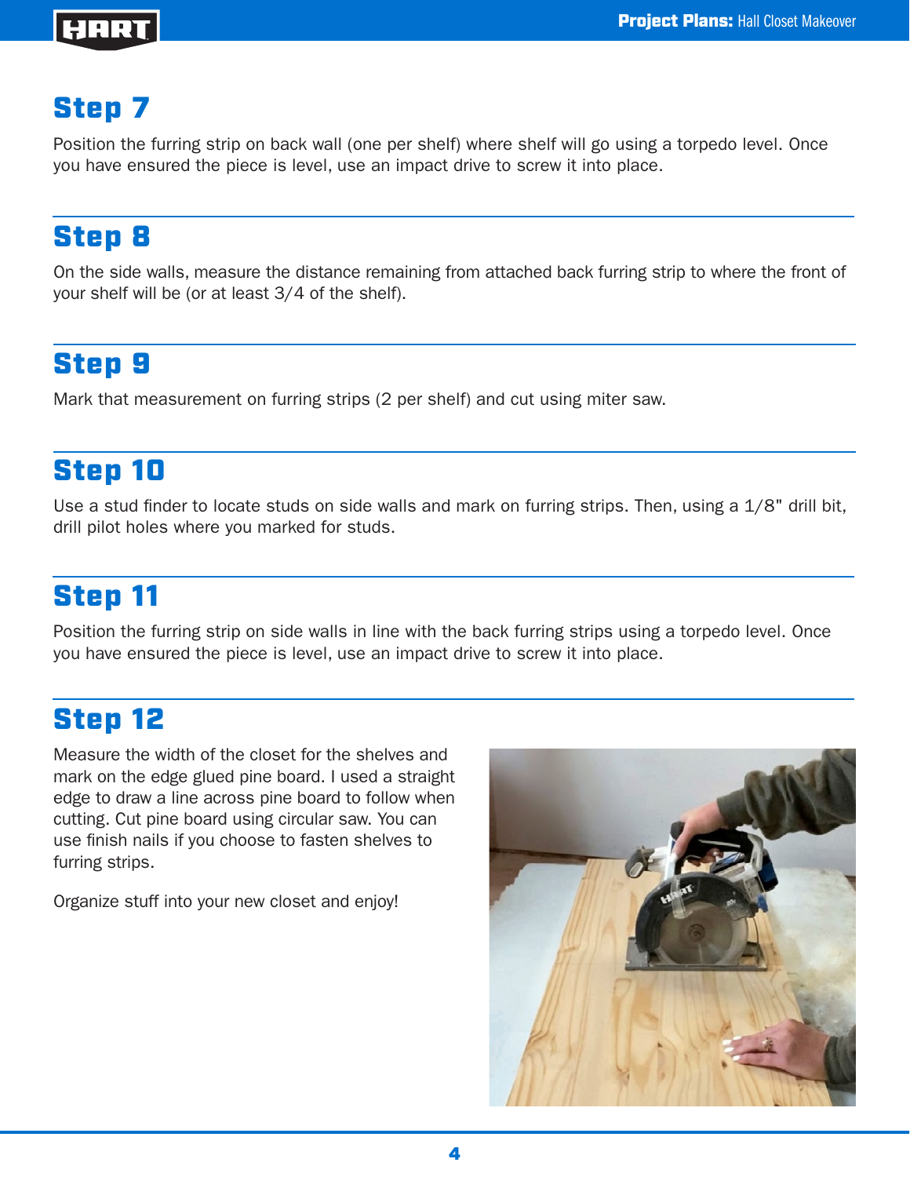## Step 7

Position the furring strip on back wall (one per shelf) where shelf will go using a torpedo level. Once you have ensured the piece is level, use an impact drive to screw it into place.

## Step 8

On the side walls, measure the distance remaining from attached back furring strip to where the front of your shelf will be (or at least 3/4 of the shelf).

## Step 9

Mark that measurement on furring strips (2 per shelf) and cut using miter saw.

## Step 10

Use a stud finder to locate studs on side walls and mark on furring strips. Then, using a 1/8" drill bit, drill pilot holes where you marked for studs.

## Step 11

Position the furring strip on side walls in line with the back furring strips using a torpedo level. Once you have ensured the piece is level, use an impact drive to screw it into place.

## Step 12

Measure the width of the closet for the shelves and mark on the edge glued pine board. I used a straight edge to draw a line across pine board to follow when cutting. Cut pine board using circular saw. You can use finish nails if you choose to fasten shelves to furring strips.

Organize stuff into your new closet and enjoy!